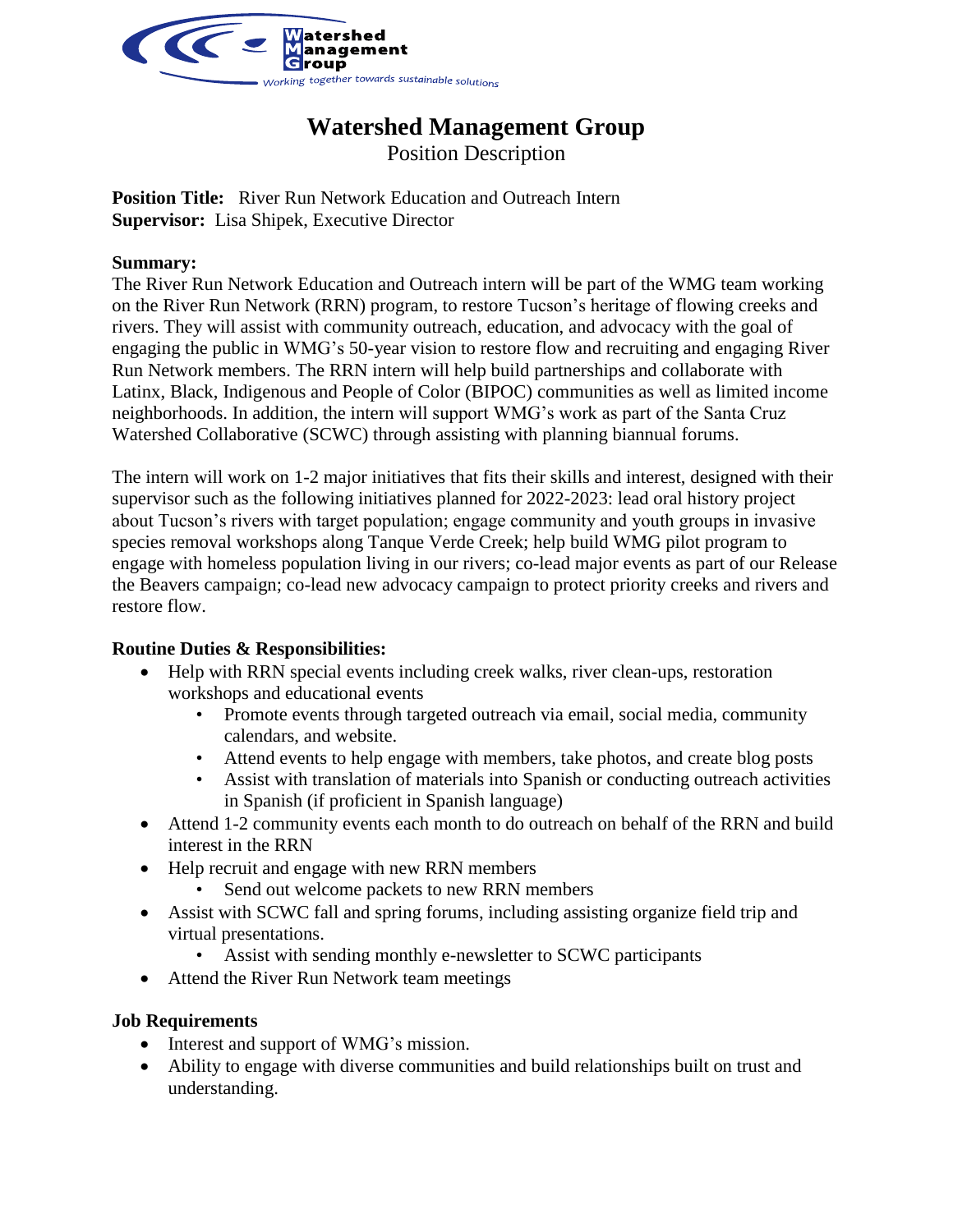# Watershed Management Group

Position Description

**Position Title:** River Run Network Education and Outreach Intern
**Supervisor:** Lisa Shipek, Executive Director

**Summary:**
The River Run Network Education and Outreach intern will be part of the WMG team working on the River Run Network (RRN) program, to restore Tucson's heritage of flowing creeks and rivers. They will assist with community outreach, education, and advocacy with the goal of engaging the public in WMG's 50-year vision to restore flow and recruiting and engaging River Run Network members. The RRN intern will help build partnerships and collaborate with Latinx, Black, Indigenous and People of Color (BIPOC) communities as well as limited income neighborhoods. In addition, the intern will support WMG's work as part of the Santa Cruz Watershed Collaborative (SCWC) through assisting with planning biannual forums.

The intern will work on 1-2 major initiatives that fits their skills and interest, designed with their supervisor such as the following initiatives planned for 2022-2023: lead oral history project about Tucson's rivers with target population; engage community and youth groups in invasive species removal workshops along Tanque Verde Creek; help build WMG pilot program to engage with homeless population living in our rivers; co-lead major events as part of our Release the Beavers campaign; co-lead new advocacy campaign to protect priority creeks and rivers and restore flow.

**Routine Duties & Responsibilities:**

- Help with RRN special events including creek walks, river clean-ups, restoration workshops and educational events
  - Promote events through targeted outreach via email, social media, community calendars, and website.
  - Attend events to help engage with members, take photos, and create blog posts
  - Assist with translation of materials into Spanish or conducting outreach activities in Spanish (if proficient in Spanish language)
- Attend 1-2 community events each month to do outreach on behalf of the RRN and build interest in the RRN
- Help recruit and engage with new RRN members
  - Send out welcome packets to new RRN members
- Assist with SCWC fall and spring forums, including assisting organize field trip and virtual presentations.
  - Assist with sending monthly e-newsletter to SCWC participants
- Attend the River Run Network team meetings

**Job Requirements**

- Interest and support of WMG's mission.
- Ability to engage with diverse communities and build relationships built on trust and understanding.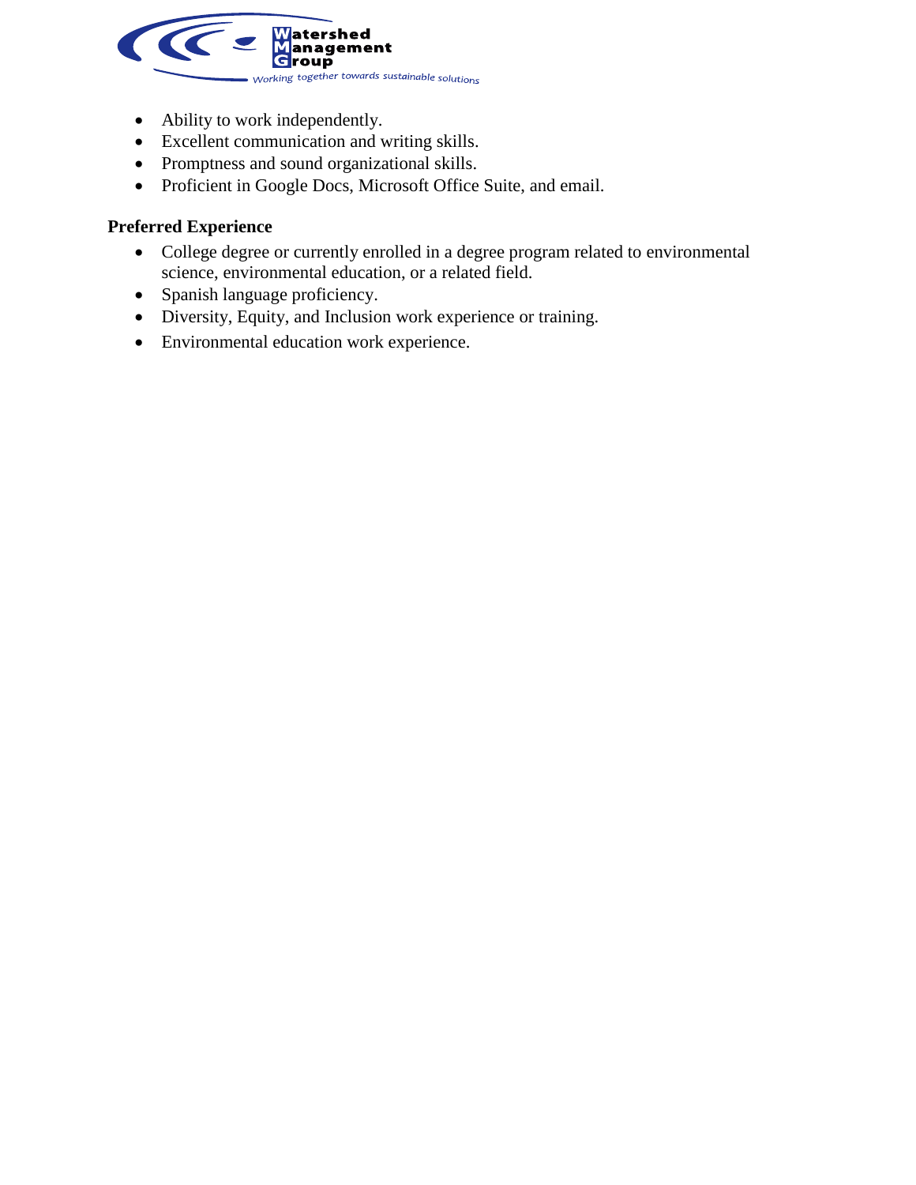- Ability to work independently.
- Excellent communication and writing skills.
- Promptness and sound organizational skills.
- Proficient in Google Docs, Microsoft Office Suite, and email.

**Preferred Experience**

- College degree or currently enrolled in a degree program related to environmental science, environmental education, or a related field.
- Spanish language proficiency.
- Diversity, Equity, and Inclusion work experience or training.
- Environmental education work experience.